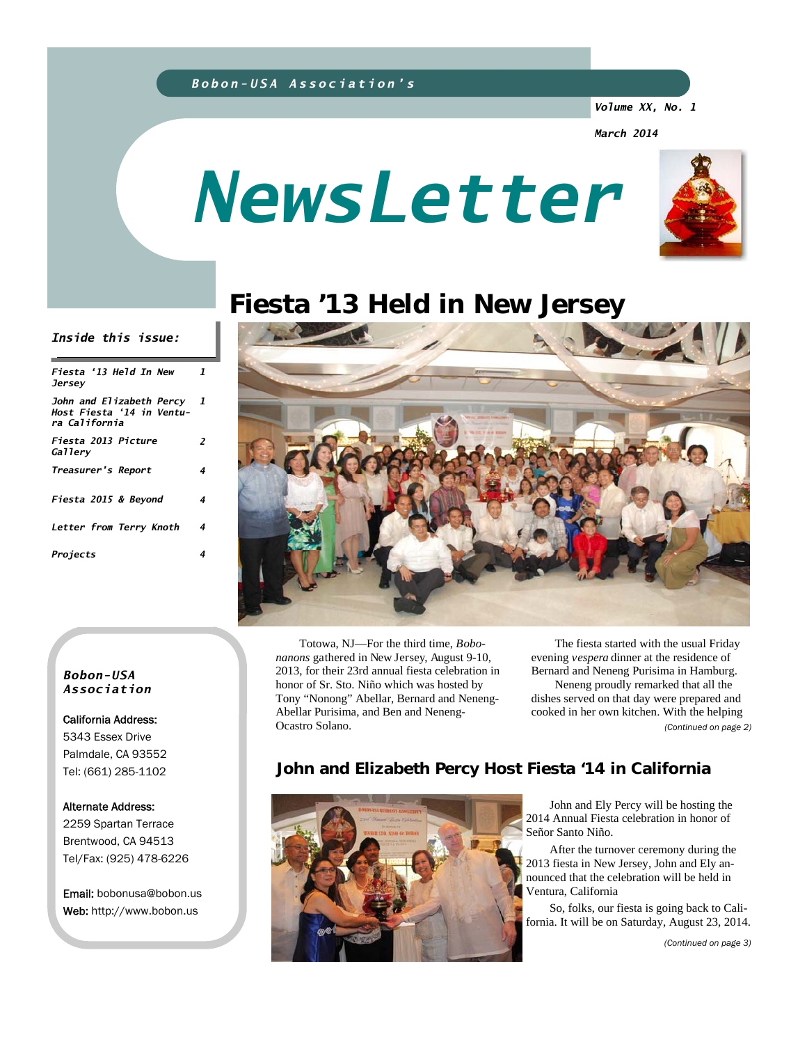*Bobon-USA Association's*

*Volume XX, No. 1*

*March 2014*

# NewsLetter

## Inside this issue:

| | |
|---|---|
| *Fiesta '13 Held In New Jersey* | *1* |
| *John and Elizabeth Percy Host Fiesta '14 in Ventura California* | *1* |
| *Fiesta 2013 Picture Gallery* | *2* |
| *Treasurer's Report* | *4* |
| *Fiesta 2015 & Beyond* | *4* |
| *Letter from Terry Knoth* | *4* |
| *Projects* | *4* |

***Bobon-USA Association***

California Address:
5343 Essex Drive
Palmdale, CA 93552
Tel: (661) 285-1102

Alternate Address:
2259 Spartan Terrace
Brentwood, CA 94513
Tel/Fax: (925) 478-6226

Email: bobonusa@bobon.us
Web: http://www.bobon.us

# Fiesta '13 Held in New Jersey

Totowa, NJ—For the third time, *Bobonanons* gathered in New Jersey, August 9-10, 2013, for their 23rd annual fiesta celebration in honor of Sr. Sto. Niño which was hosted by Tony "Nonong" Abellar, Bernard and Neneng-Abellar Purisima, and Ben and Neneng-Ocastro Solano.

The fiesta started with the usual Friday evening *vespera* dinner at the residence of Bernard and Neneng Purisima in Hamburg.

Neneng proudly remarked that all the dishes served on that day were prepared and cooked in her own kitchen. With the helping

*(Continued on page 2)*

## John and Elizabeth Percy Host Fiesta '14 in California

John and Ely Percy will be hosting the 2014 Annual Fiesta celebration in honor of Señor Santo Niño.

After the turnover ceremony during the 2013 fiesta in New Jersey, John and Ely announced that the celebration will be held in Ventura, California

So, folks, our fiesta is going back to California. It will be on Saturday, August 23, 2014.

*(Continued on page 3)*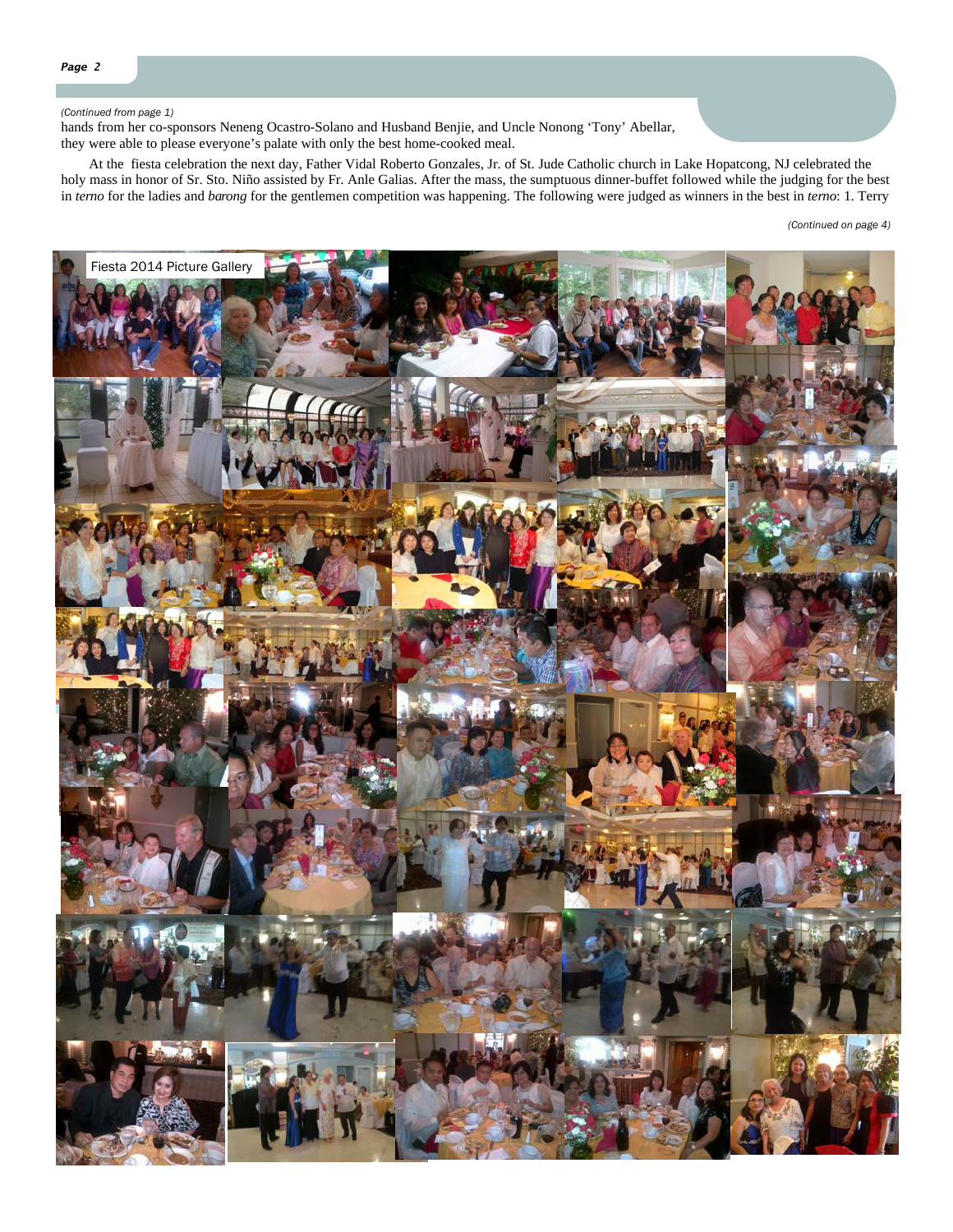*(Continued from page 1)*

hands from her co-sponsors Neneng Ocastro-Solano and Husband Benjie, and Uncle Nonong 'Tony' Abellar, they were able to please everyone's palate with only the best home-cooked meal.

At the fiesta celebration the next day, Father Vidal Roberto Gonzales, Jr. of St. Jude Catholic church in Lake Hopatcong, NJ celebrated the holy mass in honor of Sr. Sto. Niño assisted by Fr. Anle Galias. After the mass, the sumptuous dinner-buffet followed while the judging for the best in *terno* for the ladies and *barong* for the gentlemen competition was happening. The following were judged as winners in the best in *terno*: 1. Terry

*(Continued on page 4)*

Fiesta 2014 Picture Gallery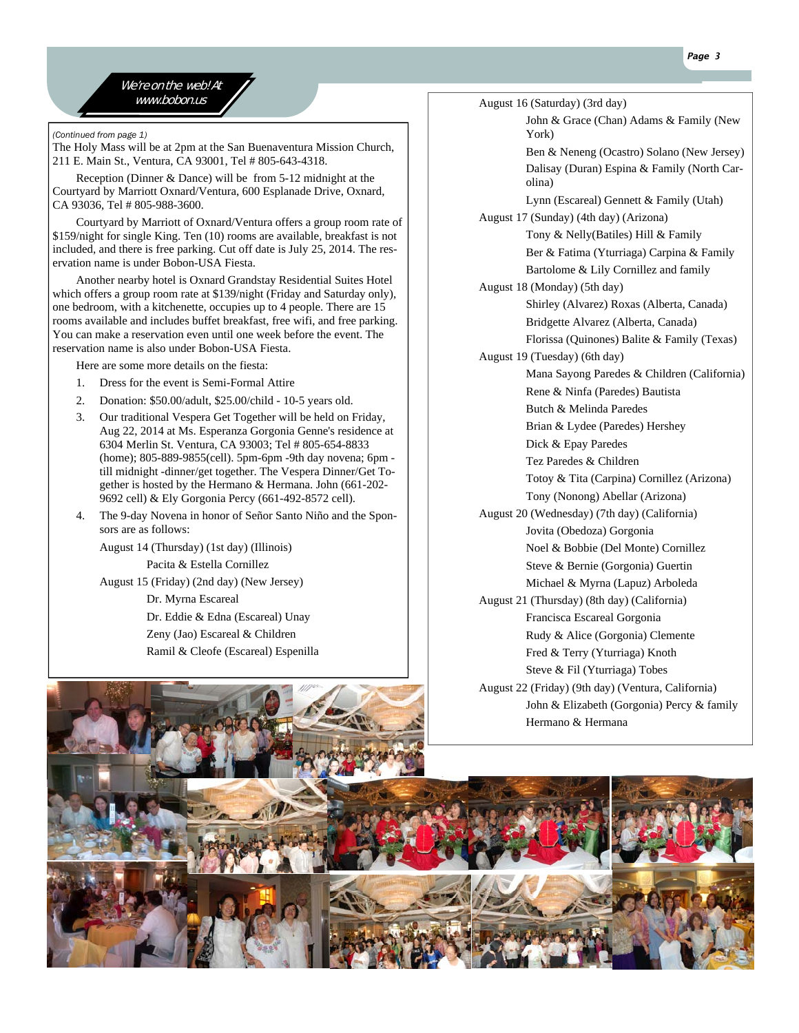*We're on the web! At www.bobon.us*

*(Continued from page 1)*

The Holy Mass will be at 2pm at the San Buenaventura Mission Church, 211 E. Main St., Ventura, CA 93001, Tel # 805-643-4318.

Reception (Dinner & Dance) will be from 5-12 midnight at the Courtyard by Marriott Oxnard/Ventura, 600 Esplanade Drive, Oxnard, CA 93036, Tel # 805-988-3600.

Courtyard by Marriott of Oxnard/Ventura offers a group room rate of $159/night for single King. Ten (10) rooms are available, breakfast is not included, and there is free parking. Cut off date is July 25, 2014. The reservation name is under Bobon-USA Fiesta.

Another nearby hotel is Oxnard Grandstay Residential Suites Hotel which offers a group room rate at $139/night (Friday and Saturday only), one bedroom, with a kitchenette, occupies up to 4 people. There are 15 rooms available and includes buffet breakfast, free wifi, and free parking. You can make a reservation even until one week before the event. The reservation name is also under Bobon-USA Fiesta.

Here are some more details on the fiesta:

1. Dress for the event is Semi-Formal Attire
2. Donation: $50.00/adult, $25.00/child - 10-5 years old.
3. Our traditional Vespera Get Together will be held on Friday, Aug 22, 2014 at Ms. Esperanza Gorgonia Genne's residence at 6304 Merlin St. Ventura, CA 93003; Tel # 805-654-8833 (home); 805-889-9855(cell). 5pm-6pm -9th day novena; 6pm - till midnight -dinner/get together. The Vespera Dinner/Get Together is hosted by the Hermano & Hermana. John (661-202-9692 cell) & Ely Gorgonia Percy (661-492-8572 cell).
4. The 9-day Novena in honor of Señor Santo Niño and the Sponsors are as follows:

August 14 (Thursday) (1st day) (Illinois)
- Pacita & Estella Cornillez

August 15 (Friday) (2nd day) (New Jersey)
- Dr. Myrna Escareal
- Dr. Eddie & Edna (Escareal) Unay
- Zeny (Jao) Escareal & Children
- Ramil & Cleofe (Escareal) Espenilla

August 16 (Saturday) (3rd day)
- John & Grace (Chan) Adams & Family (New York)
- Ben & Neneng (Ocastro) Solano (New Jersey)
- Dalisay (Duran) Espina & Family (North Carolina)
- Lynn (Escareal) Gennett & Family (Utah)

August 17 (Sunday) (4th day) (Arizona)
- Tony & Nelly(Batiles) Hill & Family
- Ber & Fatima (Yturriaga) Carpina & Family
- Bartolome & Lily Cornillez and family

August 18 (Monday) (5th day)
- Shirley (Alvarez) Roxas (Alberta, Canada)
- Bridgette Alvarez (Alberta, Canada)
- Florissa (Quinones) Balite & Family (Texas)

August 19 (Tuesday) (6th day)
- Mana Sayong Paredes & Children (California)
- Rene & Ninfa (Paredes) Bautista
- Butch & Melinda Paredes
- Brian & Lydee (Paredes) Hershey
- Dick & Epay Paredes
- Tez Paredes & Children
- Totoy & Tita (Carpina) Cornillez (Arizona)
- Tony (Nonong) Abellar (Arizona)

August 20 (Wednesday) (7th day) (California)
- Jovita (Obedoza) Gorgonia
- Noel & Bobbie (Del Monte) Cornillez
- Steve & Bernie (Gorgonia) Guertin
- Michael & Myrna (Lapuz) Arboleda

August 21 (Thursday) (8th day) (California)
- Francisca Escareal Gorgonia
- Rudy & Alice (Gorgonia) Clemente
- Fred & Terry (Yturriaga) Knoth
- Steve & Fil (Yturriaga) Tobes

August 22 (Friday) (9th day) (Ventura, California)
- John & Elizabeth (Gorgonia) Percy & family
- Hermano & Hermana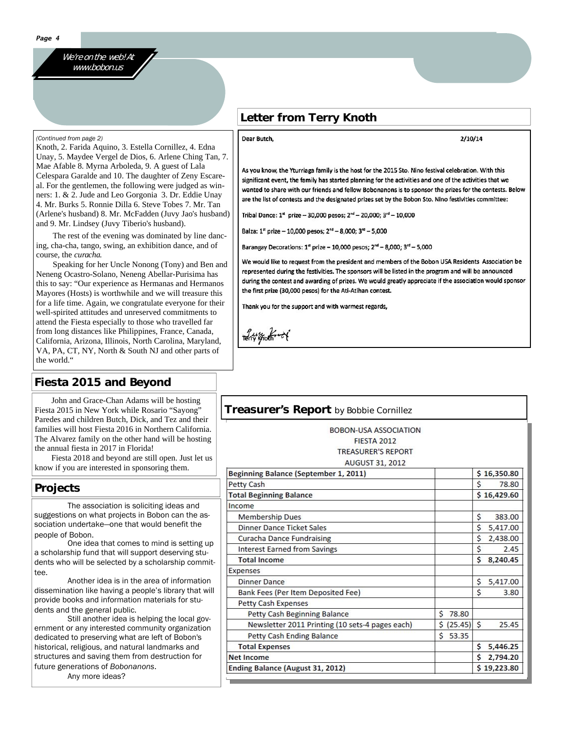We're on the web! At www.bobon.us

*(Continued from page 2)*

Knoth, 2. Farida Aquino, 3. Estella Cornillez, 4. Edna Unay, 5. Maydee Vergel de Dios, 6. Arlene Ching Tan, 7. Mae Afable 8. Myrna Arboleda, 9. A guest of Lala Celespara Garalde and 10. The daughter of Zeny Escareal. For the gentlemen, the following were judged as winners: 1. & 2. Jude and Leo Gorgonia 3. Dr. Eddie Unay 4. Mr. Burks 5. Ronnie Dilla 6. Steve Tobes 7. Mr. Tan (Arlene's husband) 8. Mr. McFadden (Juvy Jao's husband) and 9. Mr. Lindsey (Juvy Tiberio's husband).

The rest of the evening was dominated by line dancing, cha-cha, tango, swing, an exhibition dance, and of course, the *curacha.*

Speaking for her Uncle Nonong (Tony) and Ben and Neneng Ocastro-Solano, Neneng Abellar-Purisima has this to say: "Our experience as Hermanas and Hermanos Mayores (Hosts) is worthwhile and we will treasure this for a life time. Again, we congratulate everyone for their well-spirited attitudes and unreserved commitments to attend the Fiesta especially to those who travelled far from long distances like Philippines, France, Canada, California, Arizona, Illinois, North Carolina, Maryland, VA, PA, CT, NY, North & South NJ and other parts of the world."

## Letter from Terry Knoth

Dear Butch, 2/10/14

As you know, the Yturriaga family is the host for the 2015 Sto. Nino festival celebration. With this significant event, the family has started planning for the activities and one of the activities that we wanted to share with our friends and fellow Bobonanons is to sponsor the prizes for the contests. Below are the list of contests and the designated prizes set by the Bobon Sto. Nino festivities committee:

Tribal Dance: 1st prize – 30,000 pesos; 2nd – 20,000; 3rd – 10,000

Balza: 1st prize – 10,000 pesos; 2nd – 8,000; 3rd – 5,000

Barangay Decorations: 1st prize – 10,000 pesos; 2nd – 8,000; 3rd – 5,000

We would like to request from the president and members of the Bobon USA Residents Association be represented during the festivities. The sponsors will be listed in the program and will be announced during the contest and awarding of prizes. We would greatly appreciate if the association would sponsor the first prize (30,000 pesos) for the Ati-Atihan contest.

Thank you for the support and with warmest regards,

Terry Knoth

## Fiesta 2015 and Beyond

John and Grace-Chan Adams will be hosting Fiesta 2015 in New York while Rosario "Sayong" Paredes and children Butch, Dick, and Tez and their families will host Fiesta 2016 in Northern California. The Alvarez family on the other hand will be hosting the annual fiesta in 2017 in Florida!

Fiesta 2018 and beyond are still open. Just let us know if you are interested in sponsoring them.

## Projects

The association is soliciting ideas and suggestions on what projects in Bobon can the association undertake—one that would benefit the people of Bobon.

One idea that comes to mind is setting up a scholarship fund that will support deserving students who will be selected by a scholarship committee.

Another idea is in the area of information dissemination like having a people's library that will provide books and information materials for students and the general public.

Still another idea is helping the local government or any interested community organization dedicated to preserving what are left of Bobon's historical, religious, and natural landmarks and structures and saving them from destruction for future generations of *Bobonanons*.

Any more ideas?

## Treasurer's Report by Bobbie Cornillez

BOBON-USA ASSOCIATION
FIESTA 2012
TREASURER'S REPORT
AUGUST 31, 2012

| | | |
|---|---|---|
| **Beginning Balance (September 1, 2011)** | | **$ 16,350.80** |
| Petty Cash | | $ 78.80 |
| **Total Beginning Balance** | | **$ 16,429.60** |
| Income | | |
| Membership Dues | | $ 383.00 |
| Dinner Dance Ticket Sales | | $ 5,417.00 |
| Curacha Dance Fundraising | | $ 2,438.00 |
| Interest Earned from Savings | | $ 2.45 |
| **Total Income** | | **$ 8,240.45** |
| Expenses | | |
| Dinner Dance | | $ 5,417.00 |
| Bank Fees (Per Item Deposited Fee) | | $ 3.80 |
| Petty Cash Expenses | | |
| Petty Cash Beginning Balance | $ 78.80 | |
| Newsletter 2011 Printing (10 sets-4 pages each) | $ (25.45) | $ 25.45 |
| Petty Cash Ending Balance | $ 53.35 | |
| **Total Expenses** | | **$ 5,446.25** |
| **Net Income** | | **$ 2,794.20** |
| **Ending Balance (August 31, 2012)** | | **$ 19,223.80** |